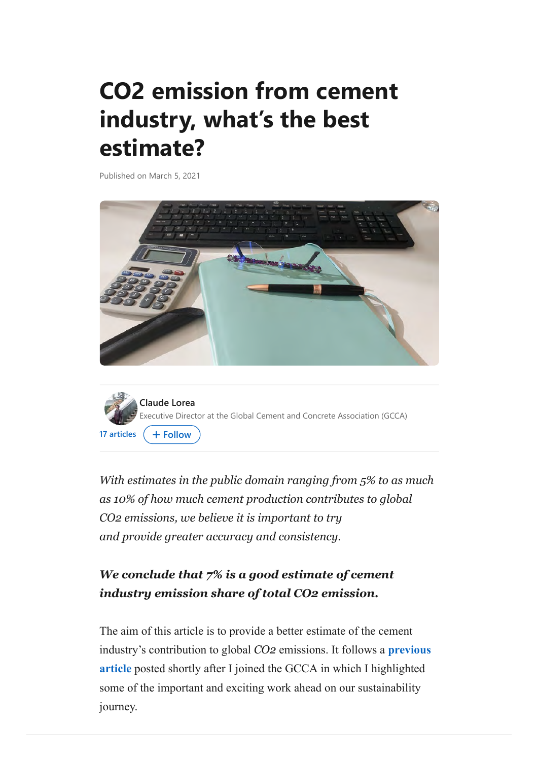# CO2 emission from cement industry, what's the best estimate?

Published on March 5, 2021

Claude Lorea
Executive Director at the Global Cement and Concrete Association (GCCA)

17 articles + Follow

*With estimates in the public domain ranging from 5% to as much as 10% of how much cement production contributes to global CO2 emissions, we believe it is important to try and provide greater accuracy and consistency.*

***We conclude that 7% is a good estimate of cement industry emission share of total CO2 emission.***

The aim of this article is to provide a better estimate of the cement industry's contribution to global *CO2* emissions. It follows a **previous article** posted shortly after I joined the GCCA in which I highlighted some of the important and exciting work ahead on our sustainability journey.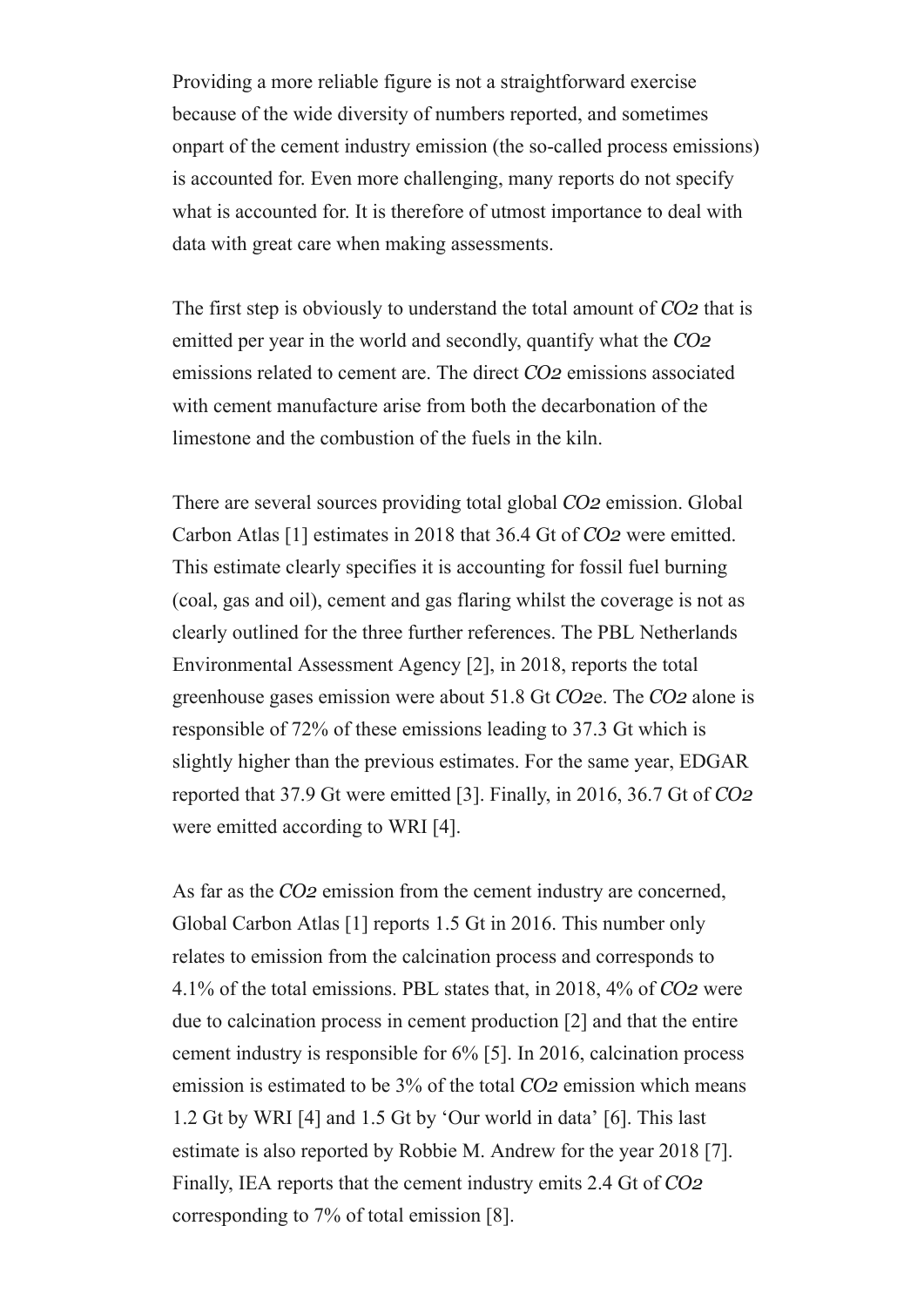Providing a more reliable figure is not a straightforward exercise because of the wide diversity of numbers reported, and sometimes onpart of the cement industry emission (the so-called process emissions) is accounted for. Even more challenging, many reports do not specify what is accounted for. It is therefore of utmost importance to deal with data with great care when making assessments.

The first step is obviously to understand the total amount of $CO_2$ that is emitted per year in the world and secondly, quantify what the $CO_2$ emissions related to cement are. The direct $CO_2$ emissions associated with cement manufacture arise from both the decarbonation of the limestone and the combustion of the fuels in the kiln.

There are several sources providing total global $CO_2$ emission. Global Carbon Atlas [1] estimates in 2018 that 36.4 Gt of $CO_2$ were emitted. This estimate clearly specifies it is accounting for fossil fuel burning (coal, gas and oil), cement and gas flaring whilst the coverage is not as clearly outlined for the three further references. The PBL Netherlands Environmental Assessment Agency [2], in 2018, reports the total greenhouse gases emission were about 51.8 Gt $CO_2$e. The $CO_2$ alone is responsible of 72% of these emissions leading to 37.3 Gt which is slightly higher than the previous estimates. For the same year, EDGAR reported that 37.9 Gt were emitted [3]. Finally, in 2016, 36.7 Gt of $CO_2$ were emitted according to WRI [4].

As far as the $CO_2$ emission from the cement industry are concerned, Global Carbon Atlas [1] reports 1.5 Gt in 2016. This number only relates to emission from the calcination process and corresponds to 4.1% of the total emissions. PBL states that, in 2018, 4% of $CO_2$ were due to calcination process in cement production [2] and that the entire cement industry is responsible for 6% [5]. In 2016, calcination process emission is estimated to be 3% of the total $CO_2$ emission which means 1.2 Gt by WRI [4] and 1.5 Gt by 'Our world in data' [6]. This last estimate is also reported by Robbie M. Andrew for the year 2018 [7]. Finally, IEA reports that the cement industry emits 2.4 Gt of $CO_2$ corresponding to 7% of total emission [8].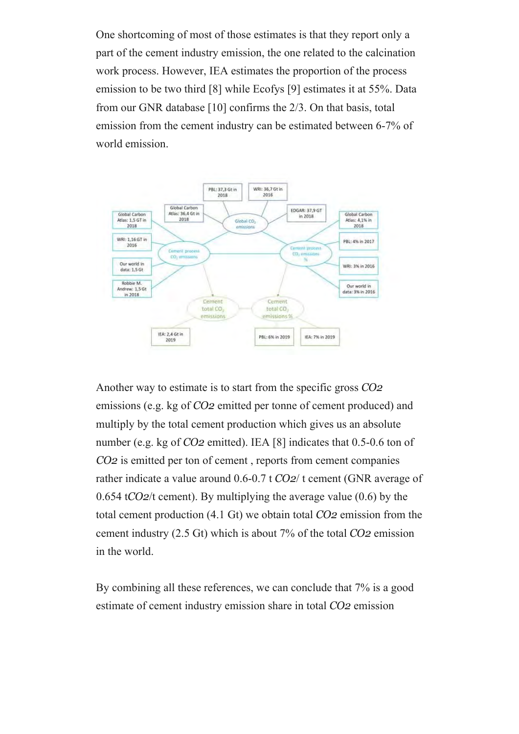One shortcoming of most of those estimates is that they report only a part of the cement industry emission, the one related to the calcination work process. However, IEA estimates the proportion of the process emission to be two third [8] while Ecofys [9] estimates it at 55%. Data from our GNR database [10] confirms the 2/3. On that basis, total emission from the cement industry can be estimated between 6-7% of world emission.

PBL: 37,3 Gt in 2018

WRI: 36,7 Gt in 2016

Global Carbon Atlas: 36,4 Gt in 2018

EDGAR: 37,9 GT in 2018

Global $CO_2$ emissions

Global Carbon Atlas: 1,5 GT in 2018

WRI: 1,16 GT in 2016

Our world in data: 1,5 Gt

Robbie M. Andrew: 1,5 Gt in 2018

Cement process $CO_2$ emissions

Cement process $CO_2$ emissions %

Global Carbon Atlas: 4,1% in 2018

PBL: 4% in 2017

WRI: 3% in 2016

Our world in data: 3% in 2016

Cement total $CO_2$ emissions

Cement total $CO_2$ emissions %

IEA: 2,4 Gt in 2019

PBL: 6% in 2019

IEA: 7% in 2019

Another way to estimate is to start from the specific gross $CO_2$ emissions (e.g. kg of $CO_2$ emitted per tonne of cement produced) and multiply by the total cement production which gives us an absolute number (e.g. kg of $CO_2$ emitted). IEA [8] indicates that 0.5-0.6 ton of $CO_2$ is emitted per ton of cement , reports from cement companies rather indicate a value around 0.6-0.7 t $CO_2$/ t cement (GNR average of 0.654 t$CO_2$/t cement). By multiplying the average value (0.6) by the total cement production (4.1 Gt) we obtain total $CO_2$ emission from the cement industry (2.5 Gt) which is about 7% of the total $CO_2$ emission in the world.

By combining all these references, we can conclude that 7% is a good estimate of cement industry emission share in total $CO_2$ emission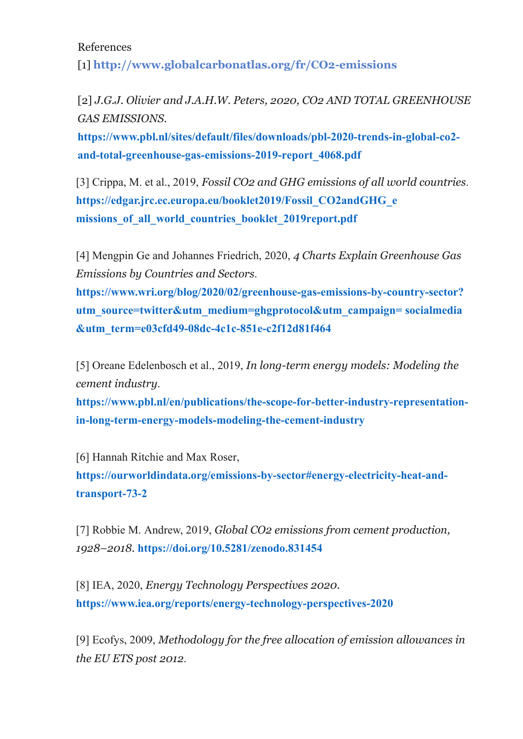References

[1] http://www.globalcarbonatlas.org/fr/CO2-emissions

[2] *J.G.J. Olivier and J.A.H.W. Peters, 2020, CO2 AND TOTAL GREENHOUSE GAS EMISSIONS.* https://www.pbl.nl/sites/default/files/downloads/pbl-2020-trends-in-global-co2-and-total-greenhouse-gas-emissions-2019-report_4068.pdf

[3] Crippa, M. et al., 2019, *Fossil CO2 and GHG emissions of all world countries*. https://edgar.jrc.ec.europa.eu/booklet2019/Fossil_CO2andGHG_emissions_of_all_world_countries_booklet_2019report.pdf

[4] Mengpin Ge and Johannes Friedrich, 2020, *4 Charts Explain Greenhouse Gas Emissions by Countries and Sectors*. https://www.wri.org/blog/2020/02/greenhouse-gas-emissions-by-country-sector?utm_source=twitter&utm_medium=ghgprotocol&utm_campaign= socialmedia&utm_term=e03cfd49-08dc-4c1c-851e-c2f12d81f464

[5] Oreane Edelenbosch et al., 2019, *In long-term energy models: Modeling the cement industry*. https://www.pbl.nl/en/publications/the-scope-for-better-industry-representation-in-long-term-energy-models-modeling-the-cement-industry

[6] Hannah Ritchie and Max Roser, https://ourworldindata.org/emissions-by-sector#energy-electricity-heat-and-transport-73-2

[7] Robbie M. Andrew, 2019, *Global CO2 emissions from cement production, 1928–2018*. https://doi.org/10.5281/zenodo.831454

[8] IEA, 2020, *Energy Technology Perspectives 2020*. https://www.iea.org/reports/energy-technology-perspectives-2020

[9] Ecofys, 2009, *Methodology for the free allocation of emission allowances in the EU ETS post 2012*.